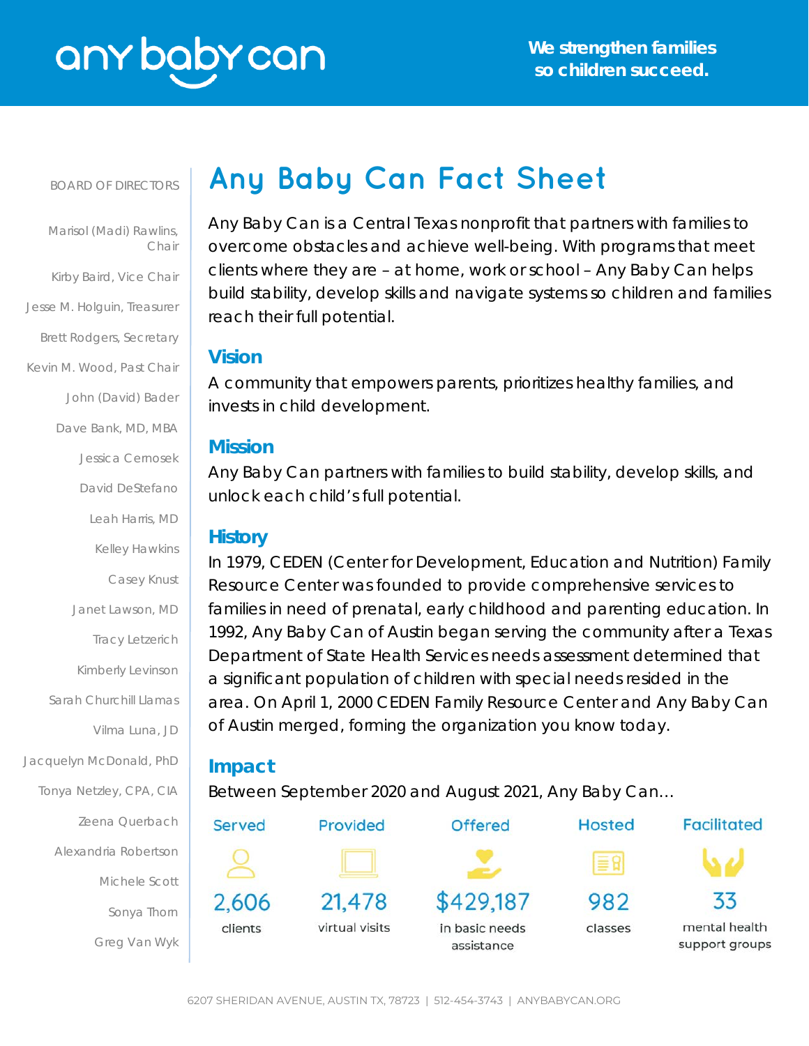any baby can

**We strengthen families so children succeed.**

BOARD OF DIRECTORS

- Marisol (Madi) Rawlins, Chair
- Kirby Baird, Vice Chair
- Jesse M. Holguin, Treasurer
- Brett Rodgers, Secretary
- Kevin M. Wood, Past Chair
- John (David) Bader
- Dave Bank, MD, MBA
- Jessica Cernosek
- David DeStefano
- Leah Harris, MD
- Kelley Hawkins
- Casey Knust
- Janet Lawson, MD
- Tracy Letzerich
- Kimberly Levinson
- Sarah Churchill Llamas
- Vilma Luna, JD
- Jacquelyn McDonald, PhD
- Tonya Netzley, CPA, CIA
- Zeena Querbach
- Alexandria Robertson
- Michele Scott
- Sonya Thorn
- Greg Van Wyk

# Any Baby Can Fact Sheet

Any Baby Can is a Central Texas nonprofit that partners with families to overcome obstacles and achieve well-being. With programs that meet clients where they are – at home, work or school – Any Baby Can helps build stability, develop skills and navigate systems so children and families reach their full potential.

## Vision

A community that empowers parents, prioritizes healthy families, and invests in child development.

## Mission

Any Baby Can partners with families to build stability, develop skills, and unlock each child's full potential.

## History

In 1979, CEDEN (Center for Development, Education and Nutrition) Family Resource Center was founded to provide comprehensive services to families in need of prenatal, early childhood and parenting education. In 1992, Any Baby Can of Austin began serving the community after a Texas Department of State Health Services needs assessment determined that a significant population of children with special needs resided in the area. On April 1, 2000 CEDEN Family Resource Center and Any Baby Can of Austin merged, forming the organization you know today.

## Impact

Between September 2020 and August 2021, Any Baby Can…

| Served | Provided | Offered | Hosted | Facilitated |
|---|---|---|---|---|
| 2,606 clients | 21,478 virtual visits | $429,187 in basic needs assistance | 982 classes | 33 mental health support groups |

6207 SHERIDAN AVENUE, AUSTIN TX, 78723 | 512-454-3743 | ANYBABYCAN.ORG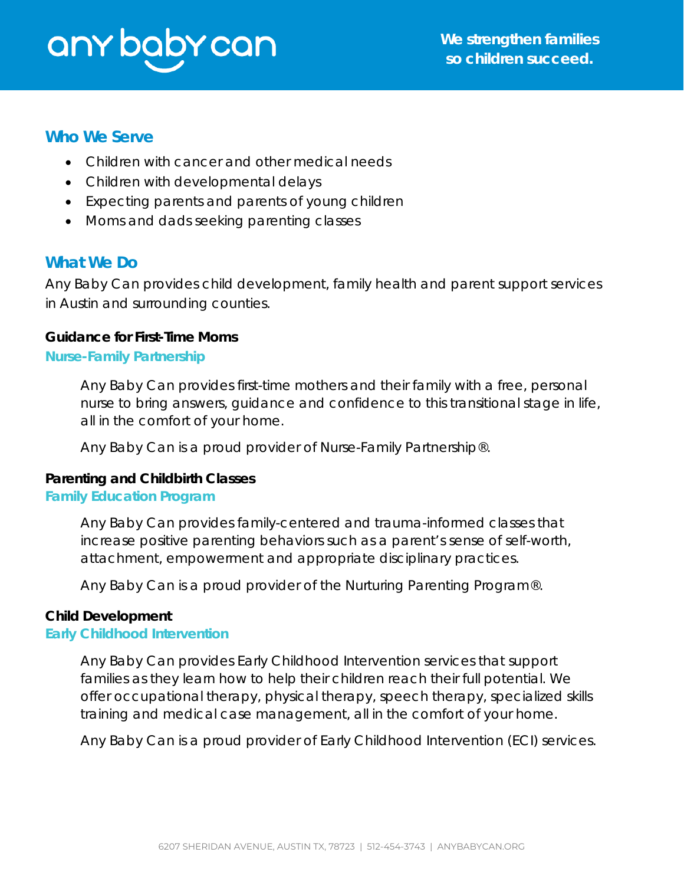any baby can

**We strengthen families so children succeed.**

## Who We Serve

- Children with cancer and other medical needs
- Children with developmental delays
- Expecting parents and parents of young children
- Moms and dads seeking parenting classes

## What We Do

Any Baby Can provides child development, family health and parent support services in Austin and surrounding counties.

### Guidance for First-Time Moms

#### Nurse-Family Partnership

Any Baby Can provides first-time mothers and their family with a free, personal nurse to bring answers, guidance and confidence to this transitional stage in life, all in the comfort of your home.

Any Baby Can is a proud provider of Nurse-Family Partnership®.

### Parenting and Childbirth Classes

#### Family Education Program

Any Baby Can provides family-centered and trauma-informed classes that increase positive parenting behaviors such as a parent's sense of self-worth, attachment, empowerment and appropriate disciplinary practices.

Any Baby Can is a proud provider of the Nurturing Parenting Program®.

### Child Development

#### Early Childhood Intervention

Any Baby Can provides Early Childhood Intervention services that support families as they learn how to help their children reach their full potential. We offer occupational therapy, physical therapy, speech therapy, specialized skills training and medical case management, all in the comfort of your home.

Any Baby Can is a proud provider of Early Childhood Intervention (ECI) services.

6207 SHERIDAN AVENUE, AUSTIN TX, 78723 | 512-454-3743 | ANYBABYCAN.ORG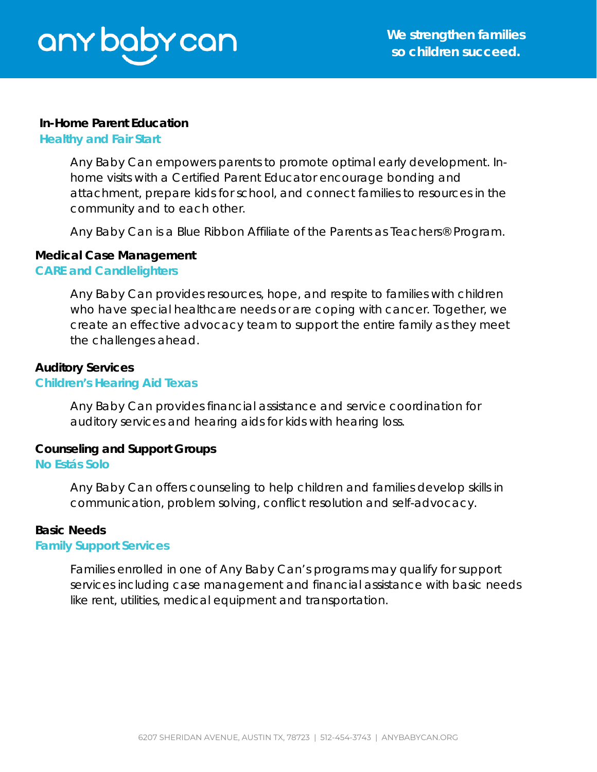any baby can

**We strengthen families so children succeed.**

## In-Home Parent Education

### Healthy and Fair Start

Any Baby Can empowers parents to promote optimal early development. In-home visits with a Certified Parent Educator encourage bonding and attachment, prepare kids for school, and connect families to resources in the community and to each other.

Any Baby Can is a Blue Ribbon Affiliate of the Parents as Teachers® Program.

## Medical Case Management

### CARE and Candlelighters

Any Baby Can provides resources, hope, and respite to families with children who have special healthcare needs or are coping with cancer. Together, we create an effective advocacy team to support the entire family as they meet the challenges ahead.

## Auditory Services

### Children's Hearing Aid Texas

Any Baby Can provides financial assistance and service coordination for auditory services and hearing aids for kids with hearing loss.

## Counseling and Support Groups

### No Estás Solo

Any Baby Can offers counseling to help children and families develop skills in communication, problem solving, conflict resolution and self-advocacy.

## Basic Needs

### Family Support Services

Families enrolled in one of Any Baby Can's programs may qualify for support services including case management and financial assistance with basic needs like rent, utilities, medical equipment and transportation.

6207 SHERIDAN AVENUE, AUSTIN TX, 78723 | 512-454-3743 | ANYBABYCAN.ORG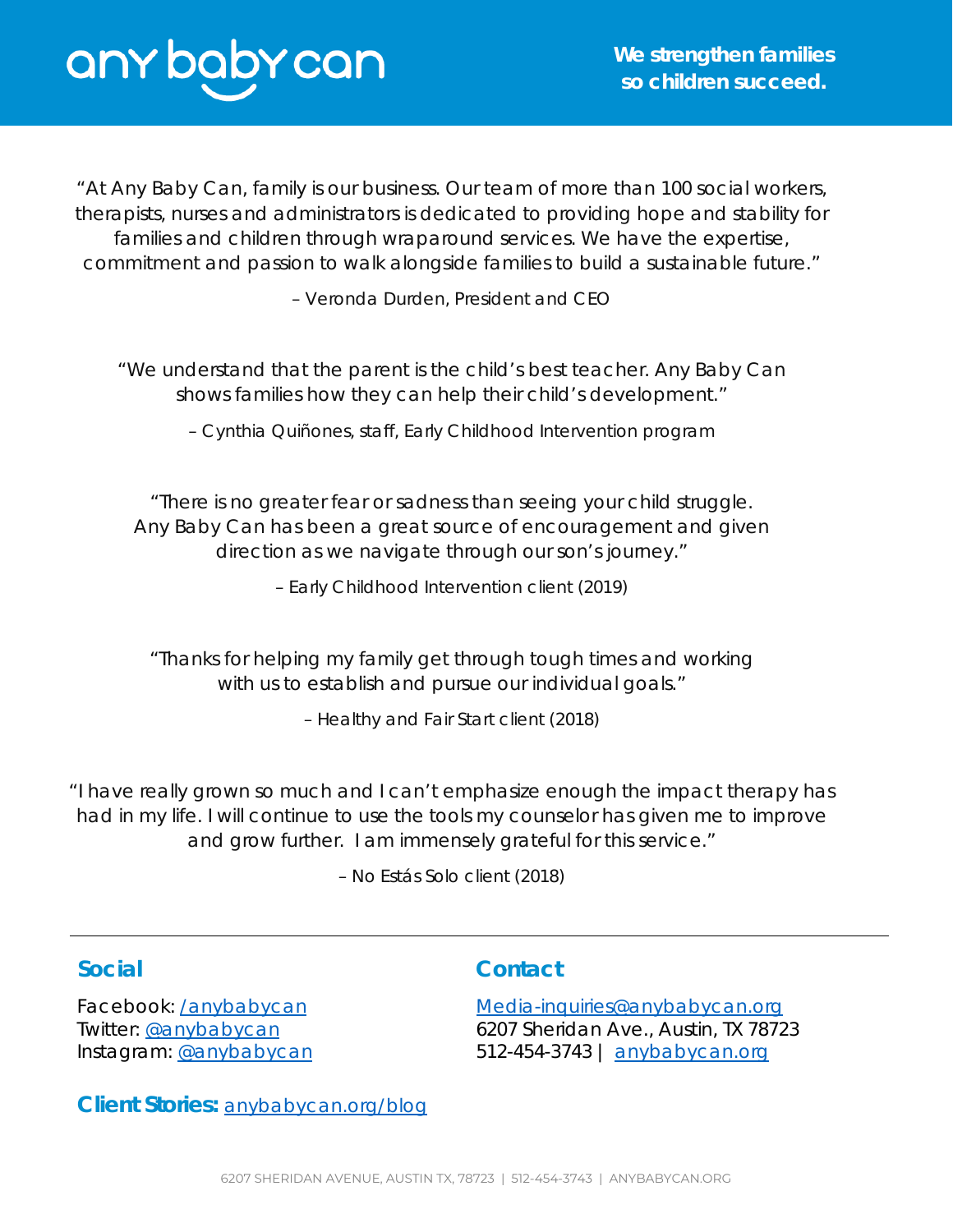any baby can

**We strengthen families so children succeed.**

"At Any Baby Can, family is our business. Our team of more than 100 social workers, therapists, nurses and administrators is dedicated to providing hope and stability for families and children through wraparound services. We have the expertise, commitment and passion to walk alongside families to build a sustainable future."

– Veronda Durden, President and CEO

"We understand that the parent is the child's best teacher. Any Baby Can shows families how they can help their child's development."

– Cynthia Quiñones, staff, Early Childhood Intervention program

"There is no greater fear or sadness than seeing your child struggle. Any Baby Can has been a great source of encouragement and given direction as we navigate through our son's journey."

– Early Childhood Intervention client (2019)

"Thanks for helping my family get through tough times and working with us to establish and pursue our individual goals."

– Healthy and Fair Start client (2018)

"I have really grown so much and I can't emphasize enough the impact therapy has had in my life. I will continue to use the tools my counselor has given me to improve and grow further. I am immensely grateful for this service."

– No Estás Solo client (2018)

---

## Social

Facebook: /anybabycan
Twitter: @anybabycan
Instagram: @anybabycan

## Contact

Media-inquiries@anybabycan.org
6207 Sheridan Ave., Austin, TX 78723
512-454-3743 | anybabycan.org

**Client Stories:** anybabycan.org/blog